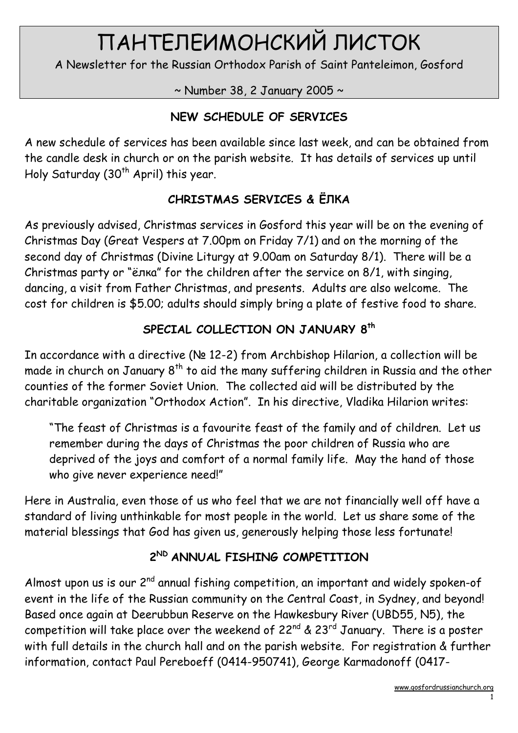# ПАНТЕЛЕИМОНСКИЙ ЛИСТОК

A Newsletter for the Russian Orthodox Parish of Saint Panteleimon, Gosford

~ Number 38, 2 January 2005 ~

## NEW SCHEDULE OF SERVICES

A new schedule of services has been available since last week, and can be obtained from the candle desk in church or on the parish website. It has details of services up until Holy Saturday (30th April) this year.

## CHRISTMAS SERVICES & ЁЛКА

As previously advised, Christmas services in Gosford this year will be on the evening of Christmas Day (Great Vespers at 7.00pm on Friday 7/1) and on the morning of the second day of Christmas (Divine Liturgy at 9.00am on Saturday 8/1). There will be a Christmas party or "ёлка" for the children after the service on 8/1, with singing, dancing, a visit from Father Christmas, and presents. Adults are also welcome. The cost for children is $5.00; adults should simply bring a plate of festive food to share.

## SPECIAL COLLECTION ON JANUARY 8th

In accordance with a directive (№ 12-2) from Archbishop Hilarion, a collection will be made in church on January 8th to aid the many suffering children in Russia and the other counties of the former Soviet Union. The collected aid will be distributed by the charitable organization "Orthodox Action". In his directive, Vladika Hilarion writes:

> "The feast of Christmas is a favourite feast of the family and of children. Let us remember during the days of Christmas the poor children of Russia who are deprived of the joys and comfort of a normal family life. May the hand of those who give never experience need!"

Here in Australia, even those of us who feel that we are not financially well off have a standard of living unthinkable for most people in the world. Let us share some of the material blessings that God has given us, generously helping those less fortunate!

## 2ND ANNUAL FISHING COMPETITION

Almost upon us is our 2nd annual fishing competition, an important and widely spoken-of event in the life of the Russian community on the Central Coast, in Sydney, and beyond! Based once again at Deerubbun Reserve on the Hawkesbury River (UBD55, N5), the competition will take place over the weekend of 22nd & 23rd January. There is a poster with full details in the church hall and on the parish website. For registration & further information, contact Paul Pereboeff (0414-950741), George Karmadonoff (0417-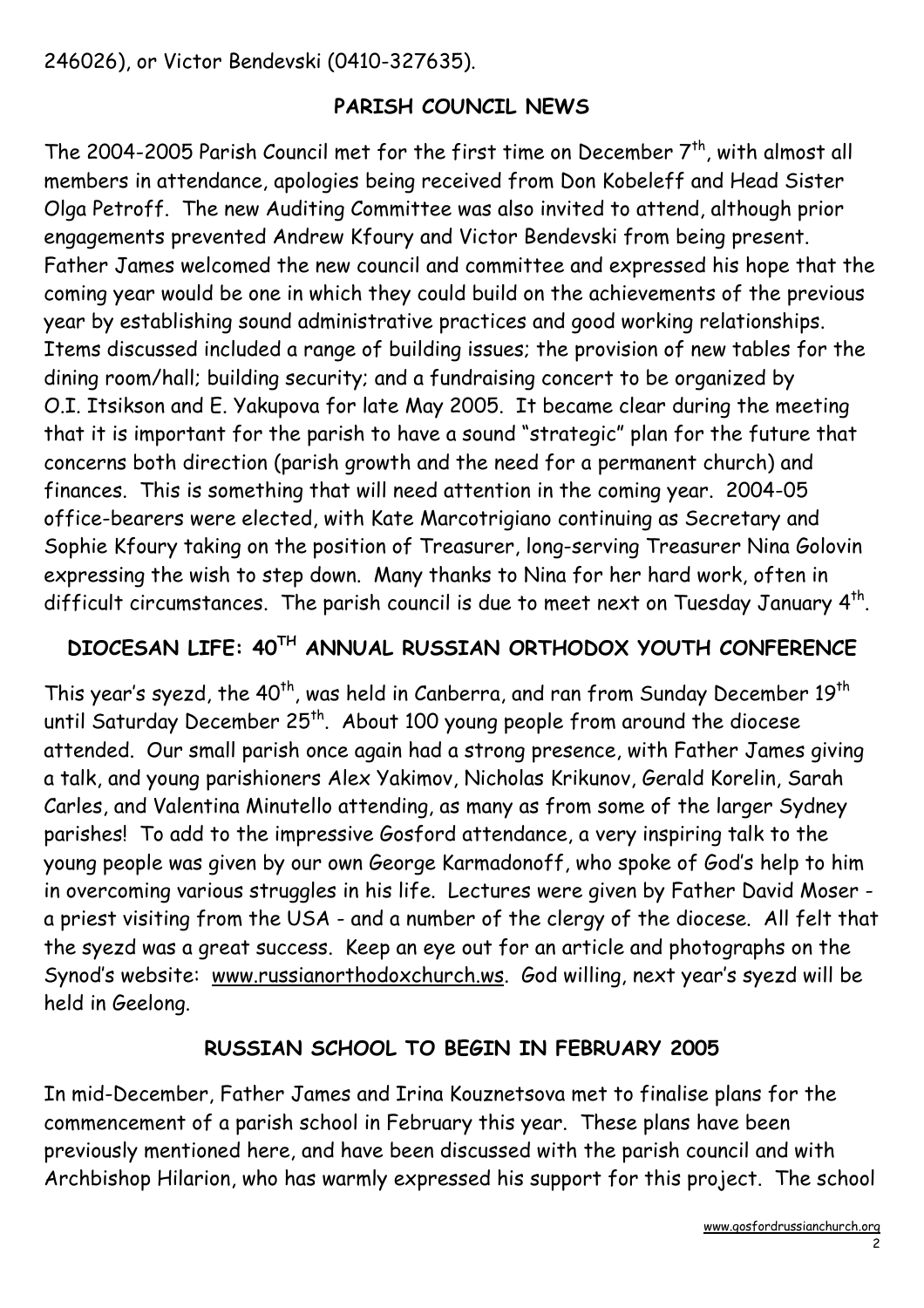246026), or Victor Bendevski (0410-327635).

## PARISH COUNCIL NEWS

The 2004-2005 Parish Council met for the first time on December 7th, with almost all members in attendance, apologies being received from Don Kobeleff and Head Sister Olga Petroff. The new Auditing Committee was also invited to attend, although prior engagements prevented Andrew Kfoury and Victor Bendevski from being present. Father James welcomed the new council and committee and expressed his hope that the coming year would be one in which they could build on the achievements of the previous year by establishing sound administrative practices and good working relationships. Items discussed included a range of building issues; the provision of new tables for the dining room/hall; building security; and a fundraising concert to be organized by O.I. Itsikson and E. Yakupova for late May 2005. It became clear during the meeting that it is important for the parish to have a sound "strategic" plan for the future that concerns both direction (parish growth and the need for a permanent church) and finances. This is something that will need attention in the coming year. 2004-05 office-bearers were elected, with Kate Marcotrigiano continuing as Secretary and Sophie Kfoury taking on the position of Treasurer, long-serving Treasurer Nina Golovin expressing the wish to step down. Many thanks to Nina for her hard work, often in difficult circumstances. The parish council is due to meet next on Tuesday January 4th.

## DIOCESAN LIFE: 40TH ANNUAL RUSSIAN ORTHODOX YOUTH CONFERENCE

This year's syezd, the 40th, was held in Canberra, and ran from Sunday December 19th until Saturday December 25th. About 100 young people from around the diocese attended. Our small parish once again had a strong presence, with Father James giving a talk, and young parishioners Alex Yakimov, Nicholas Krikunov, Gerald Korelin, Sarah Carles, and Valentina Minutello attending, as many as from some of the larger Sydney parishes! To add to the impressive Gosford attendance, a very inspiring talk to the young people was given by our own George Karmadonoff, who spoke of God's help to him in overcoming various struggles in his life. Lectures were given by Father David Moser - a priest visiting from the USA - and a number of the clergy of the diocese. All felt that the syezd was a great success. Keep an eye out for an article and photographs on the Synod's website: www.russianorthodoxchurch.ws. God willing, next year's syezd will be held in Geelong.

## RUSSIAN SCHOOL TO BEGIN IN FEBRUARY 2005

In mid-December, Father James and Irina Kouznetsova met to finalise plans for the commencement of a parish school in February this year. These plans have been previously mentioned here, and have been discussed with the parish council and with Archbishop Hilarion, who has warmly expressed his support for this project. The school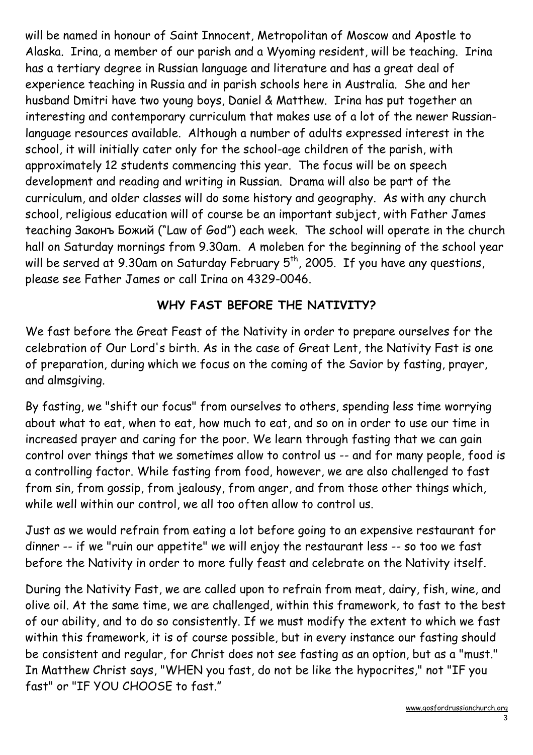will be named in honour of Saint Innocent, Metropolitan of Moscow and Apostle to Alaska. Irina, a member of our parish and a Wyoming resident, will be teaching. Irina has a tertiary degree in Russian language and literature and has a great deal of experience teaching in Russia and in parish schools here in Australia. She and her husband Dmitri have two young boys, Daniel & Matthew. Irina has put together an interesting and contemporary curriculum that makes use of a lot of the newer Russian-language resources available. Although a number of adults expressed interest in the school, it will initially cater only for the school-age children of the parish, with approximately 12 students commencing this year. The focus will be on speech development and reading and writing in Russian. Drama will also be part of the curriculum, and older classes will do some history and geography. As with any church school, religious education will of course be an important subject, with Father James teaching Законъ Божий ("Law of God") each week. The school will operate in the church hall on Saturday mornings from 9.30am. A moleben for the beginning of the school year will be served at 9.30am on Saturday February 5th, 2005. If you have any questions, please see Father James or call Irina on 4329-0046.

## WHY FAST BEFORE THE NATIVITY?

We fast before the Great Feast of the Nativity in order to prepare ourselves for the celebration of Our Lord's birth. As in the case of Great Lent, the Nativity Fast is one of preparation, during which we focus on the coming of the Savior by fasting, prayer, and almsgiving.

By fasting, we "shift our focus" from ourselves to others, spending less time worrying about what to eat, when to eat, how much to eat, and so on in order to use our time in increased prayer and caring for the poor. We learn through fasting that we can gain control over things that we sometimes allow to control us -- and for many people, food is a controlling factor. While fasting from food, however, we are also challenged to fast from sin, from gossip, from jealousy, from anger, and from those other things which, while well within our control, we all too often allow to control us.

Just as we would refrain from eating a lot before going to an expensive restaurant for dinner -- if we "ruin our appetite" we will enjoy the restaurant less -- so too we fast before the Nativity in order to more fully feast and celebrate on the Nativity itself.

During the Nativity Fast, we are called upon to refrain from meat, dairy, fish, wine, and olive oil. At the same time, we are challenged, within this framework, to fast to the best of our ability, and to do so consistently. If we must modify the extent to which we fast within this framework, it is of course possible, but in every instance our fasting should be consistent and regular, for Christ does not see fasting as an option, but as a "must." In Matthew Christ says, "WHEN you fast, do not be like the hypocrites," not "IF you fast" or "IF YOU CHOOSE to fast."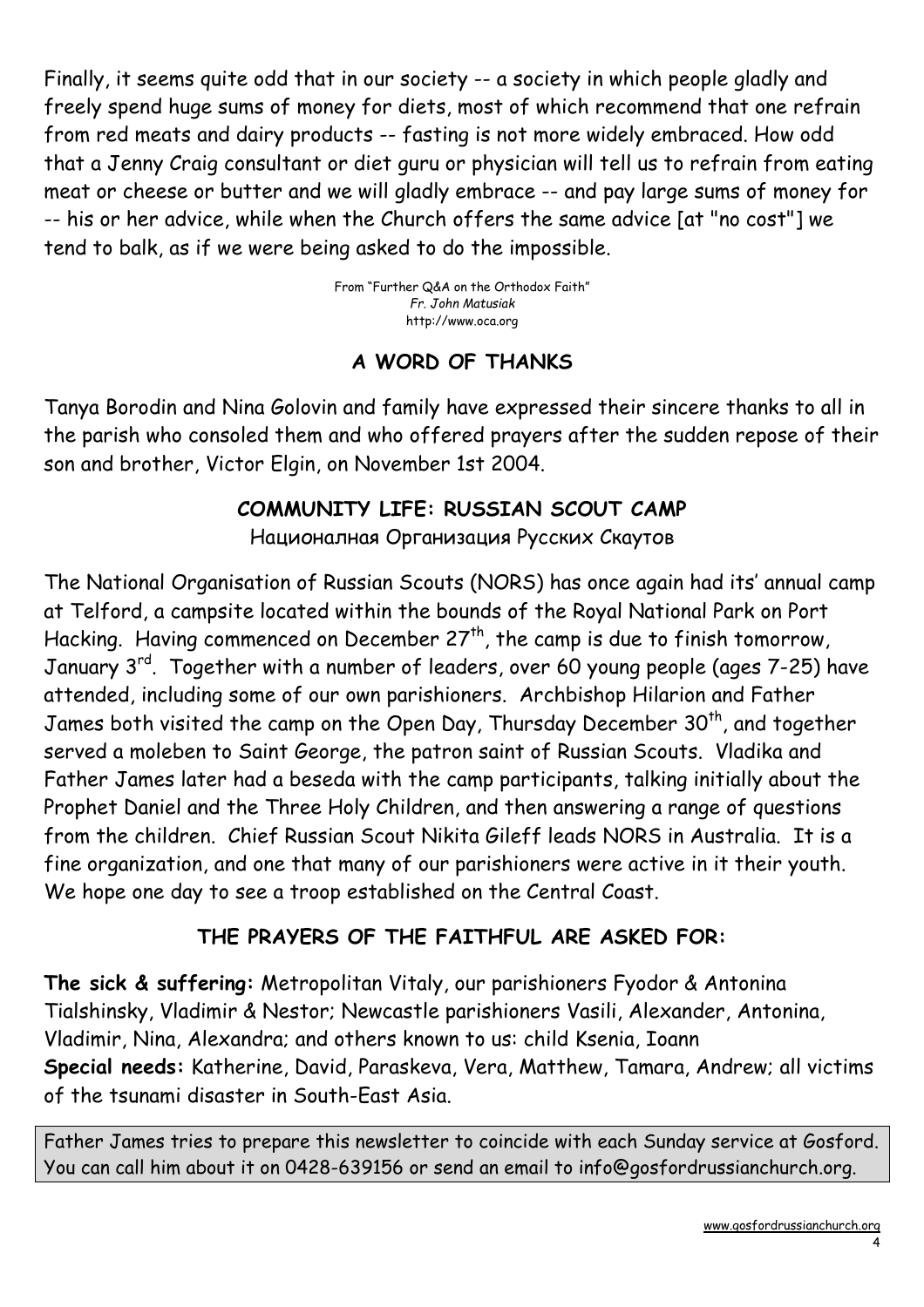Finally, it seems quite odd that in our society -- a society in which people gladly and freely spend huge sums of money for diets, most of which recommend that one refrain from red meats and dairy products -- fasting is not more widely embraced. How odd that a Jenny Craig consultant or diet guru or physician will tell us to refrain from eating meat or cheese or butter and we will gladly embrace -- and pay large sums of money for -- his or her advice, while when the Church offers the same advice [at "no cost"] we tend to balk, as if we were being asked to do the impossible.

From "Further Q&A on the Orthodox Faith"
*Fr. John Matusiak*
http://www.oca.org

## A WORD OF THANKS

Tanya Borodin and Nina Golovin and family have expressed their sincere thanks to all in the parish who consoled them and who offered prayers after the sudden repose of their son and brother, Victor Elgin, on November 1st 2004.

## COMMUNITY LIFE: RUSSIAN SCOUT CAMP

Националная Организация Русских Скаутов

The National Organisation of Russian Scouts (NORS) has once again had its' annual camp at Telford, a campsite located within the bounds of the Royal National Park on Port Hacking. Having commenced on December 27th, the camp is due to finish tomorrow, January 3rd. Together with a number of leaders, over 60 young people (ages 7-25) have attended, including some of our own parishioners. Archbishop Hilarion and Father James both visited the camp on the Open Day, Thursday December 30th, and together served a moleben to Saint George, the patron saint of Russian Scouts. Vladika and Father James later had a beseda with the camp participants, talking initially about the Prophet Daniel and the Three Holy Children, and then answering a range of questions from the children. Chief Russian Scout Nikita Gileff leads NORS in Australia. It is a fine organization, and one that many of our parishioners were active in it their youth. We hope one day to see a troop established on the Central Coast.

## THE PRAYERS OF THE FAITHFUL ARE ASKED FOR:

**The sick & suffering:** Metropolitan Vitaly, our parishioners Fyodor & Antonina Tialshinsky, Vladimir & Nestor; Newcastle parishioners Vasili, Alexander, Antonina, Vladimir, Nina, Alexandra; and others known to us: child Ksenia, Ioann
**Special needs:** Katherine, David, Paraskeva, Vera, Matthew, Tamara, Andrew; all victims of the tsunami disaster in South-East Asia.

Father James tries to prepare this newsletter to coincide with each Sunday service at Gosford. You can call him about it on 0428-639156 or send an email to info@gosfordrussianchurch.org.